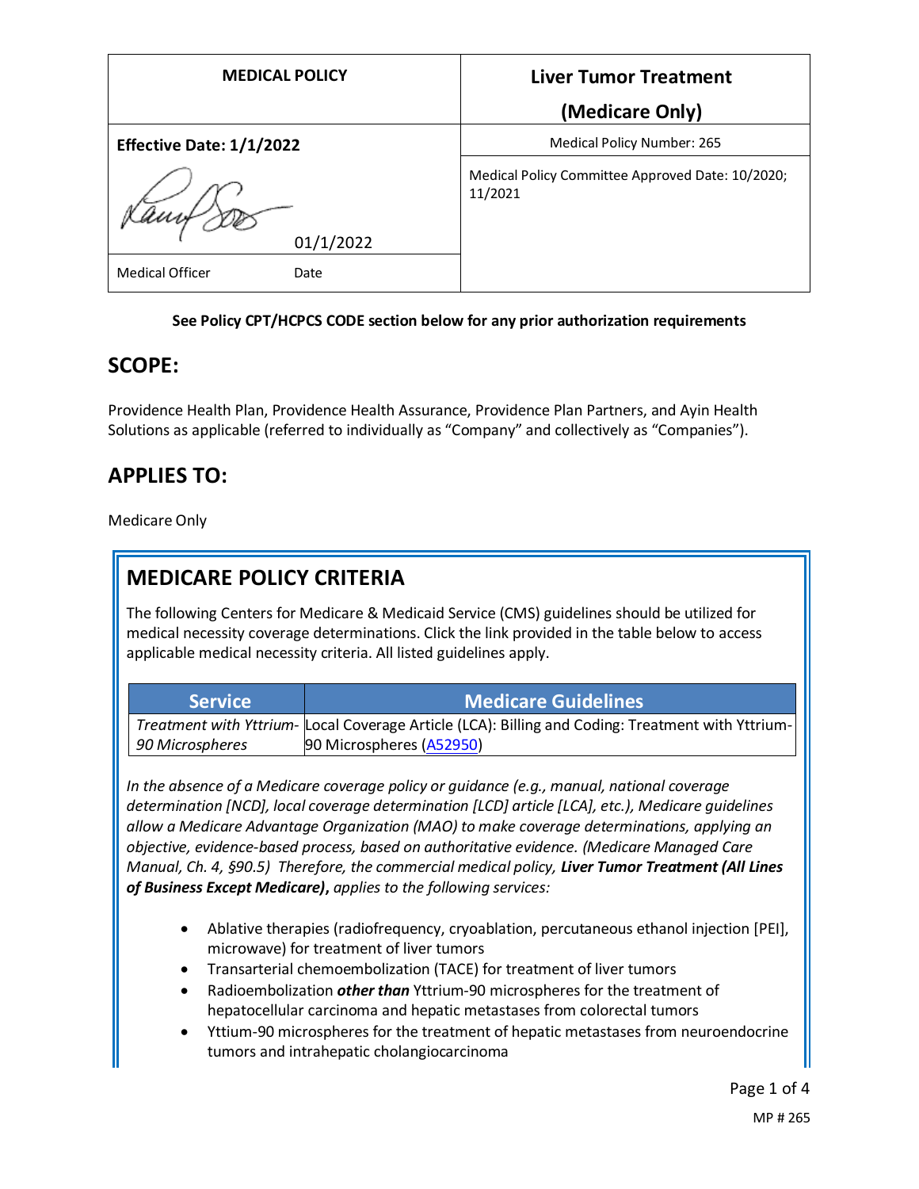| MEDICAL POLICY | Liver Tumor Treatment (Medicare Only) |
| --- | --- |
| Effective Date: 1/1/2022 | Medical Policy Number: 265 |
| 01/1/2022 | Medical Policy Committee Approved Date: 10/2020; 11/2021 |
| Medical Officer Date | |

**See Policy CPT/HCPCS CODE section below for any prior authorization requirements**

## SCOPE:

Providence Health Plan, Providence Health Assurance, Providence Plan Partners, and Ayin Health Solutions as applicable (referred to individually as "Company" and collectively as "Companies").

## APPLIES TO:

Medicare Only

## MEDICARE POLICY CRITERIA

The following Centers for Medicare & Medicaid Service (CMS) guidelines should be utilized for medical necessity coverage determinations. Click the link provided in the table below to access applicable medical necessity criteria. All listed guidelines apply.

| Service | Medicare Guidelines |
| --- | --- |
| *Treatment with Yttrium-90 Microspheres* | Local Coverage Article (LCA): Billing and Coding: Treatment with Yttrium-90 Microspheres (A52950) |

*In the absence of a Medicare coverage policy or guidance (e.g., manual, national coverage determination [NCD], local coverage determination [LCD] article [LCA], etc.), Medicare guidelines allow a Medicare Advantage Organization (MAO) to make coverage determinations, applying an objective, evidence-based process, based on authoritative evidence. (Medicare Managed Care Manual, Ch. 4, §90.5) Therefore, the commercial medical policy,* ***Liver Tumor Treatment (All Lines of Business Except Medicare)****, applies to the following services:*

- Ablative therapies (radiofrequency, cryoablation, percutaneous ethanol injection [PEI], microwave) for treatment of liver tumors
- Transarterial chemoembolization (TACE) for treatment of liver tumors
- Radioembolization ***other than*** Yttrium-90 microspheres for the treatment of hepatocellular carcinoma and hepatic metastases from colorectal tumors
- Yttium-90 microspheres for the treatment of hepatic metastases from neuroendocrine tumors and intrahepatic cholangiocarcinoma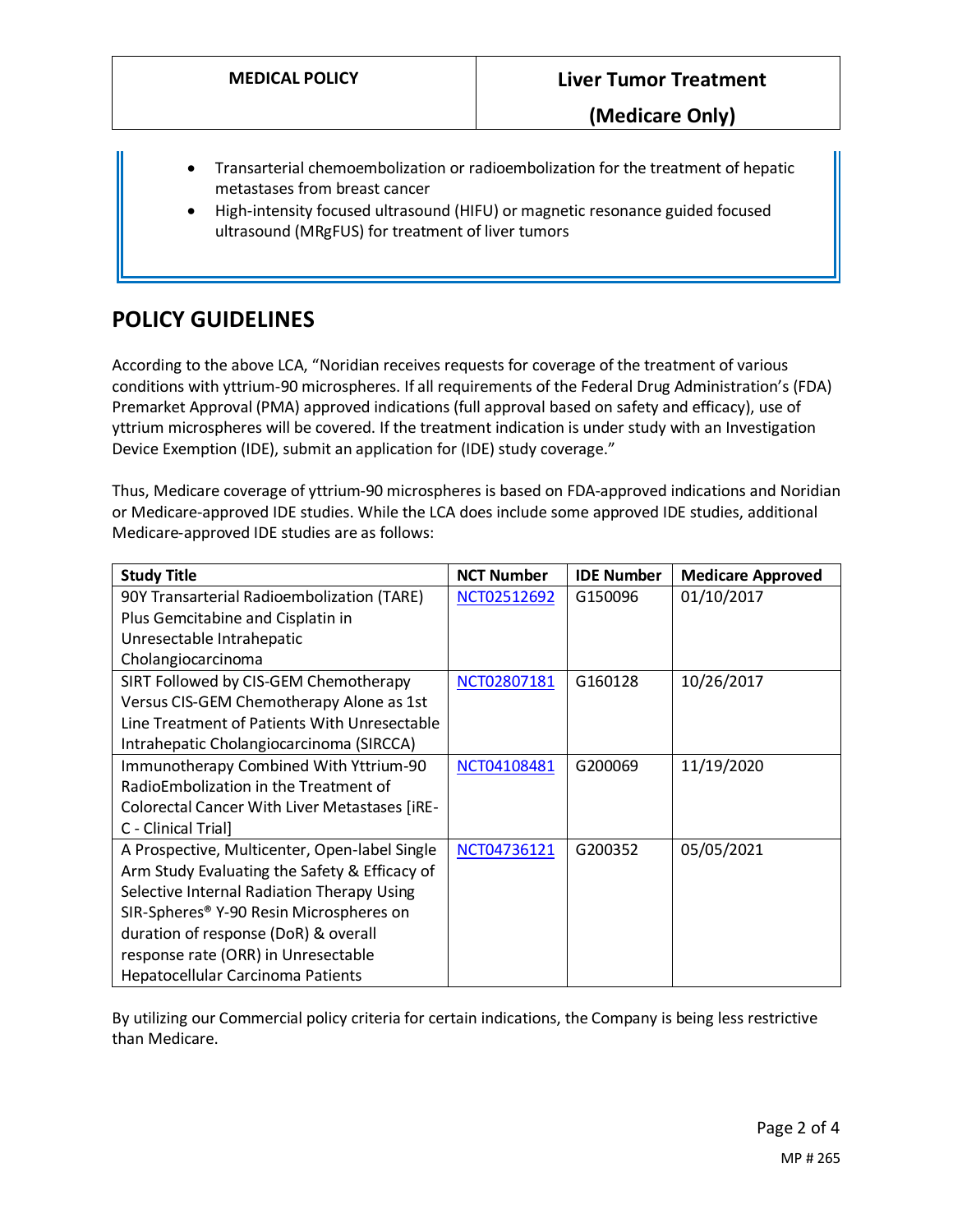- Transarterial chemoembolization or radioembolization for the treatment of hepatic metastases from breast cancer
- High-intensity focused ultrasound (HIFU) or magnetic resonance guided focused ultrasound (MRgFUS) for treatment of liver tumors

## POLICY GUIDELINES

According to the above LCA, "Noridian receives requests for coverage of the treatment of various conditions with yttrium-90 microspheres. If all requirements of the Federal Drug Administration's (FDA) Premarket Approval (PMA) approved indications (full approval based on safety and efficacy), use of yttrium microspheres will be covered. If the treatment indication is under study with an Investigation Device Exemption (IDE), submit an application for (IDE) study coverage."

Thus, Medicare coverage of yttrium-90 microspheres is based on FDA-approved indications and Noridian or Medicare-approved IDE studies. While the LCA does include some approved IDE studies, additional Medicare-approved IDE studies are as follows:

| Study Title | NCT Number | IDE Number | Medicare Approved |
|---|---|---|---|
| 90Y Transarterial Radioembolization (TARE) Plus Gemcitabine and Cisplatin in Unresectable Intrahepatic Cholangiocarcinoma | NCT02512692 | G150096 | 01/10/2017 |
| SIRT Followed by CIS-GEM Chemotherapy Versus CIS-GEM Chemotherapy Alone as 1st Line Treatment of Patients With Unresectable Intrahepatic Cholangiocarcinoma (SIRCCA) | NCT02807181 | G160128 | 10/26/2017 |
| Immunotherapy Combined With Yttrium-90 RadioEmbolization in the Treatment of Colorectal Cancer With Liver Metastases [iRE-C - Clinical Trial] | NCT04108481 | G200069 | 11/19/2020 |
| A Prospective, Multicenter, Open-label Single Arm Study Evaluating the Safety & Efficacy of Selective Internal Radiation Therapy Using SIR-Spheres® Y-90 Resin Microspheres on duration of response (DoR) & overall response rate (ORR) in Unresectable Hepatocellular Carcinoma Patients | NCT04736121 | G200352 | 05/05/2021 |

By utilizing our Commercial policy criteria for certain indications, the Company is being less restrictive than Medicare.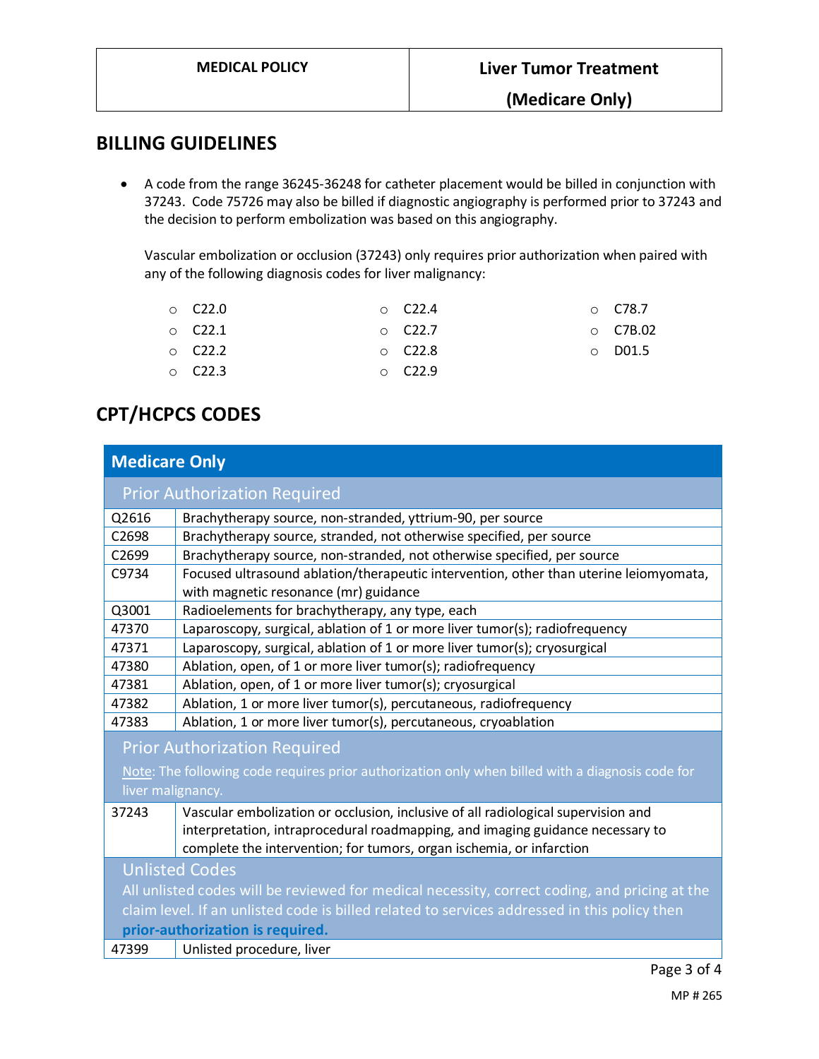## BILLING GUIDELINES

- A code from the range 36245-36248 for catheter placement would be billed in conjunction with 37243. Code 75726 may also be billed if diagnostic angiography is performed prior to 37243 and the decision to perform embolization was based on this angiography.

  Vascular embolization or occlusion (37243) only requires prior authorization when paired with any of the following diagnosis codes for liver malignancy:

  - C22.0
  - C22.1
  - C22.2
  - C22.3
  - C22.4
  - C22.7
  - C22.8
  - C22.9
  - C78.7
  - C7B.02
  - D01.5

## CPT/HCPCS CODES

| **Medicare Only** | |
|---|---|
| **Prior Authorization Required** | |
| Q2616 | Brachytherapy source, non-stranded, yttrium-90, per source |
| C2698 | Brachytherapy source, stranded, not otherwise specified, per source |
| C2699 | Brachytherapy source, non-stranded, not otherwise specified, per source |
| C9734 | Focused ultrasound ablation/therapeutic intervention, other than uterine leiomyomata, with magnetic resonance (mr) guidance |
| Q3001 | Radioelements for brachytherapy, any type, each |
| 47370 | Laparoscopy, surgical, ablation of 1 or more liver tumor(s); radiofrequency |
| 47371 | Laparoscopy, surgical, ablation of 1 or more liver tumor(s); cryosurgical |
| 47380 | Ablation, open, of 1 or more liver tumor(s); radiofrequency |
| 47381 | Ablation, open, of 1 or more liver tumor(s); cryosurgical |
| 47382 | Ablation, 1 or more liver tumor(s), percutaneous, radiofrequency |
| 47383 | Ablation, 1 or more liver tumor(s), percutaneous, cryoablation |
| **Prior Authorization Required**<br>Note: The following code requires prior authorization only when billed with a diagnosis code for liver malignancy. | |
| 37243 | Vascular embolization or occlusion, inclusive of all radiological supervision and interpretation, intraprocedural roadmapping, and imaging guidance necessary to complete the intervention; for tumors, organ ischemia, or infarction |
| **Unlisted Codes**<br>All unlisted codes will be reviewed for medical necessity, correct coding, and pricing at the claim level. If an unlisted code is billed related to services addressed in this policy then **prior-authorization is required.** | |
| 47399 | Unlisted procedure, liver |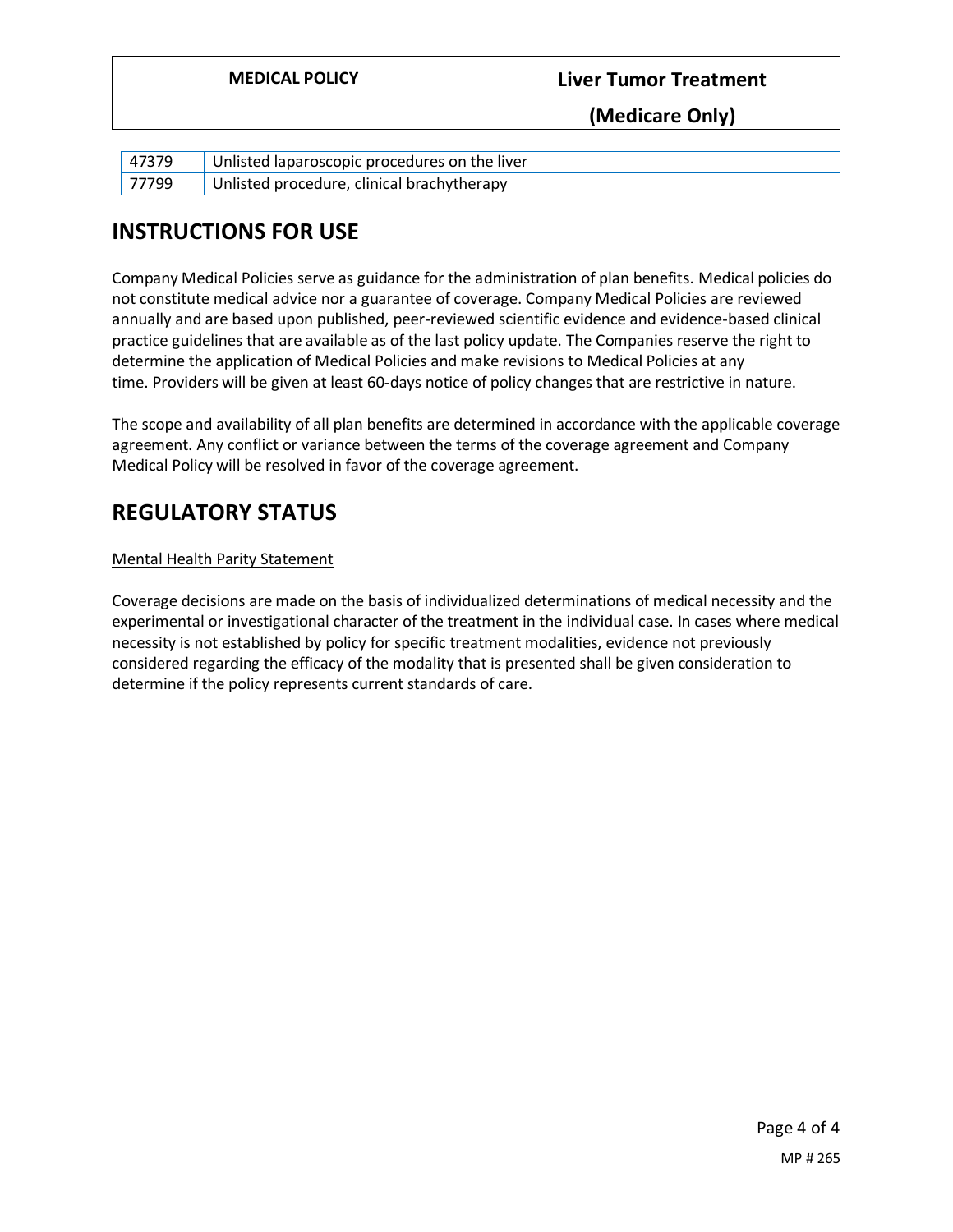| | |
|---|---|
| 47379 | Unlisted laparoscopic procedures on the liver |
| 77799 | Unlisted procedure, clinical brachytherapy |

## INSTRUCTIONS FOR USE

Company Medical Policies serve as guidance for the administration of plan benefits. Medical policies do not constitute medical advice nor a guarantee of coverage. Company Medical Policies are reviewed annually and are based upon published, peer-reviewed scientific evidence and evidence-based clinical practice guidelines that are available as of the last policy update. The Companies reserve the right to determine the application of Medical Policies and make revisions to Medical Policies at any time. Providers will be given at least 60-days notice of policy changes that are restrictive in nature.

The scope and availability of all plan benefits are determined in accordance with the applicable coverage agreement. Any conflict or variance between the terms of the coverage agreement and Company Medical Policy will be resolved in favor of the coverage agreement.

## REGULATORY STATUS

Mental Health Parity Statement

Coverage decisions are made on the basis of individualized determinations of medical necessity and the experimental or investigational character of the treatment in the individual case. In cases where medical necessity is not established by policy for specific treatment modalities, evidence not previously considered regarding the efficacy of the modality that is presented shall be given consideration to determine if the policy represents current standards of care.